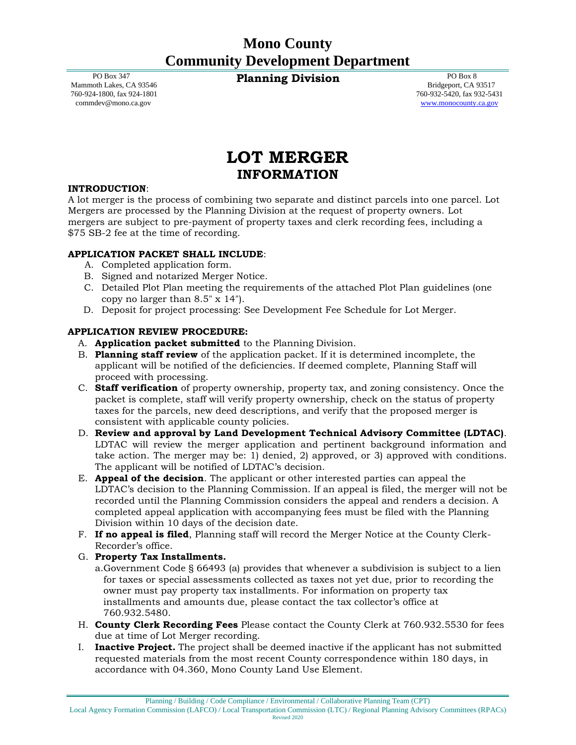# Mono County
# Community Development Department

PO Box 347
Mammoth Lakes, CA 93546
760-924-1800, fax 924-1801
commdev@mono.ca.gov

**Planning Division**

PO Box 8
Bridgeport, CA 93517
760-932-5420, fax 932-5431
www.monocounty.ca.gov

# LOT MERGER
## INFORMATION

**INTRODUCTION**:
A lot merger is the process of combining two separate and distinct parcels into one parcel. Lot Mergers are processed by the Planning Division at the request of property owners. Lot mergers are subject to pre-payment of property taxes and clerk recording fees, including a $75 SB-2 fee at the time of recording.

**APPLICATION PACKET SHALL INCLUDE**:

A. Completed application form.
B. Signed and notarized Merger Notice.
C. Detailed Plot Plan meeting the requirements of the attached Plot Plan guidelines (one copy no larger than 8.5" x 14").
D. Deposit for project processing: See Development Fee Schedule for Lot Merger.

**APPLICATION REVIEW PROCEDURE:**

A. **Application packet submitted** to the Planning Division.
B. **Planning staff review** of the application packet. If it is determined incomplete, the applicant will be notified of the deficiencies. If deemed complete, Planning Staff will proceed with processing.
C. **Staff verification** of property ownership, property tax, and zoning consistency. Once the packet is complete, staff will verify property ownership, check on the status of property taxes for the parcels, new deed descriptions, and verify that the proposed merger is consistent with applicable county policies.
D. **Review and approval by Land Development Technical Advisory Committee (LDTAC)**. LDTAC will review the merger application and pertinent background information and take action. The merger may be: 1) denied, 2) approved, or 3) approved with conditions. The applicant will be notified of LDTAC's decision.
E. **Appeal of the decision**. The applicant or other interested parties can appeal the LDTAC's decision to the Planning Commission. If an appeal is filed, the merger will not be recorded until the Planning Commission considers the appeal and renders a decision. A completed appeal application with accompanying fees must be filed with the Planning Division within 10 days of the decision date.
F. **If no appeal is filed**, Planning staff will record the Merger Notice at the County Clerk-Recorder's office.
G. **Property Tax Installments.**
   a. Government Code § 66493 (a) provides that whenever a subdivision is subject to a lien for taxes or special assessments collected as taxes not yet due, prior to recording the owner must pay property tax installments. For information on property tax installments and amounts due, please contact the tax collector's office at 760.932.5480.
H. **County Clerk Recording Fees** Please contact the County Clerk at 760.932.5530 for fees due at time of Lot Merger recording.
I. **Inactive Project.** The project shall be deemed inactive if the applicant has not submitted requested materials from the most recent County correspondence within 180 days, in accordance with 04.360, Mono County Land Use Element.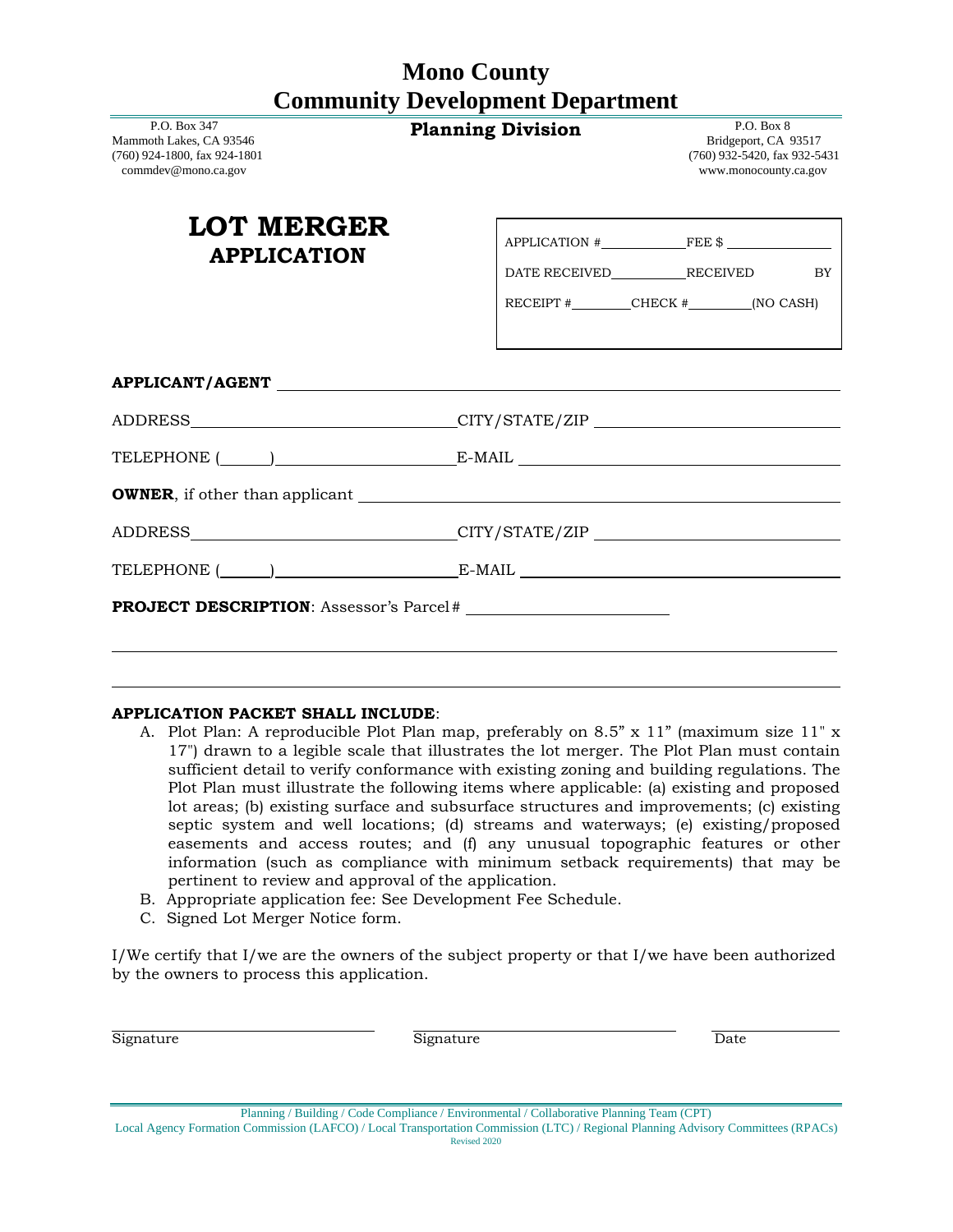# Mono County
# Community Development Department

P.O. Box 347
Mammoth Lakes, CA 93546
(760) 924-1800, fax 924-1801
commdev@mono.ca.gov

**Planning Division**

P.O. Box 8
Bridgeport, CA 93517
(760) 932-5420, fax 932-5431
www.monocounty.ca.gov

## LOT MERGER
## APPLICATION

APPLICATION # ___________ FEE $ ___________

DATE RECEIVED ___________ RECEIVED BY

RECEIPT # ________ CHECK # ________ (NO CASH)

**APPLICANT/AGENT** ______________________________________________

ADDRESS ______________________________ CITY/STATE/ZIP ______________________________

TELEPHONE (______) ____________________ E-MAIL ______________________________

**OWNER**, if other than applicant ______________________________________________

ADDRESS ______________________________ CITY/STATE/ZIP ______________________________

TELEPHONE (______) ____________________ E-MAIL ______________________________

**PROJECT DESCRIPTION**: Assessor's Parcel # ________________________

______________________________________________________________________

______________________________________________________________________

**APPLICATION PACKET SHALL INCLUDE**:

A. Plot Plan: A reproducible Plot Plan map, preferably on 8.5" x 11" (maximum size 11" x 17") drawn to a legible scale that illustrates the lot merger. The Plot Plan must contain sufficient detail to verify conformance with existing zoning and building regulations. The Plot Plan must illustrate the following items where applicable: (a) existing and proposed lot areas; (b) existing surface and subsurface structures and improvements; (c) existing septic system and well locations; (d) streams and waterways; (e) existing/proposed easements and access routes; and (f) any unusual topographic features or other information (such as compliance with minimum setback requirements) that may be pertinent to review and approval of the application.
B. Appropriate application fee: See Development Fee Schedule.
C. Signed Lot Merger Notice form.

I/We certify that I/we are the owners of the subject property or that I/we have been authorized by the owners to process this application.

______________________ ______________________ ____________
Signature Signature Date

Planning / Building / Code Compliance / Environmental / Collaborative Planning Team (CPT)
Local Agency Formation Commission (LAFCO) / Local Transportation Commission (LTC) / Regional Planning Advisory Committees (RPACs)
Revised 2020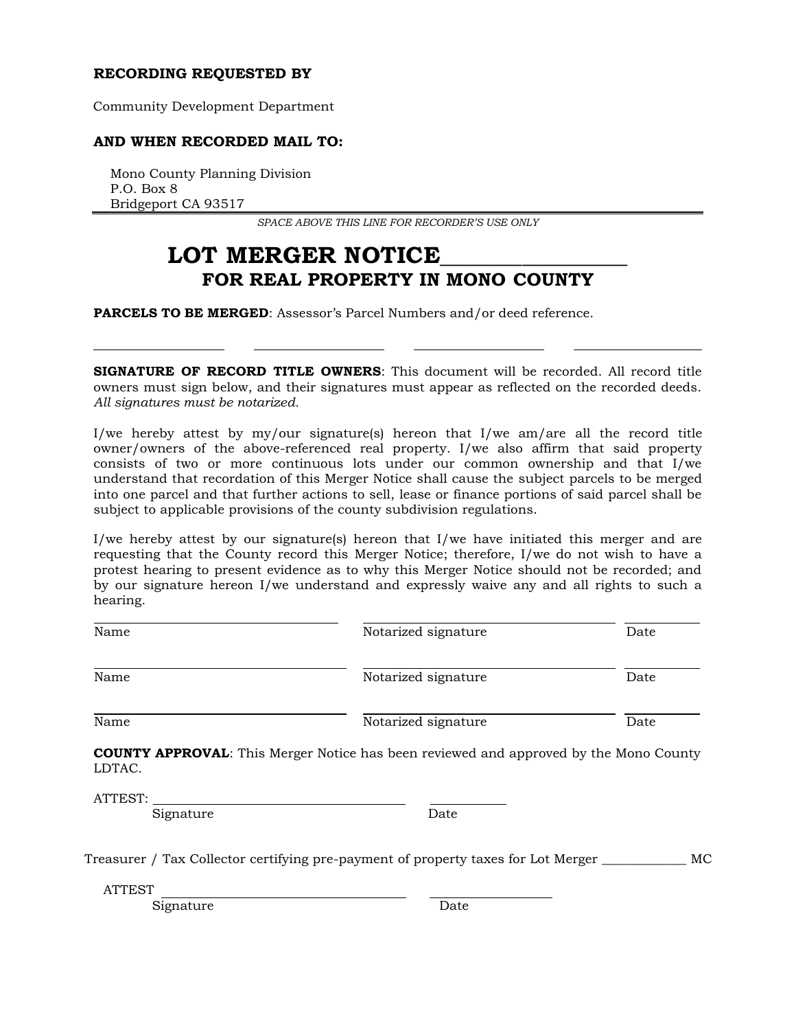**RECORDING REQUESTED BY**

Community Development Department

**AND WHEN RECORDED MAIL TO:**

Mono County Planning Division
P.O. Box 8
Bridgeport CA 93517

*SPACE ABOVE THIS LINE FOR RECORDER'S USE ONLY*

# LOT MERGER NOTICE_______________

## FOR REAL PROPERTY IN MONO COUNTY

**PARCELS TO BE MERGED**: Assessor's Parcel Numbers and/or deed reference.

_______________ _______________ _______________ _______________

**SIGNATURE OF RECORD TITLE OWNERS**: This document will be recorded. All record title owners must sign below, and their signatures must appear as reflected on the recorded deeds. *All signatures must be notarized.*

I/we hereby attest by my/our signature(s) hereon that I/we am/are all the record title owner/owners of the above-referenced real property. I/we also affirm that said property consists of two or more continuous lots under our common ownership and that I/we understand that recordation of this Merger Notice shall cause the subject parcels to be merged into one parcel and that further actions to sell, lease or finance portions of said parcel shall be subject to applicable provisions of the county subdivision regulations.

I/we hereby attest by our signature(s) hereon that I/we have initiated this merger and are requesting that the County record this Merger Notice; therefore, I/we do not wish to have a protest hearing to present evidence as to why this Merger Notice should not be recorded; and by our signature hereon I/we understand and expressly waive any and all rights to such a hearing.

| Name | Notarized signature | Date |
|---|---|---|
| Name | Notarized signature | Date |
| Name | Notarized signature | Date |

**COUNTY APPROVAL**: This Merger Notice has been reviewed and approved by the Mono County LDTAC.

ATTEST: ______________________________ __________
Signature Date

Treasurer / Tax Collector certifying pre-payment of property taxes for Lot Merger ____________ MC

ATTEST ______________________________ ______________
Signature Date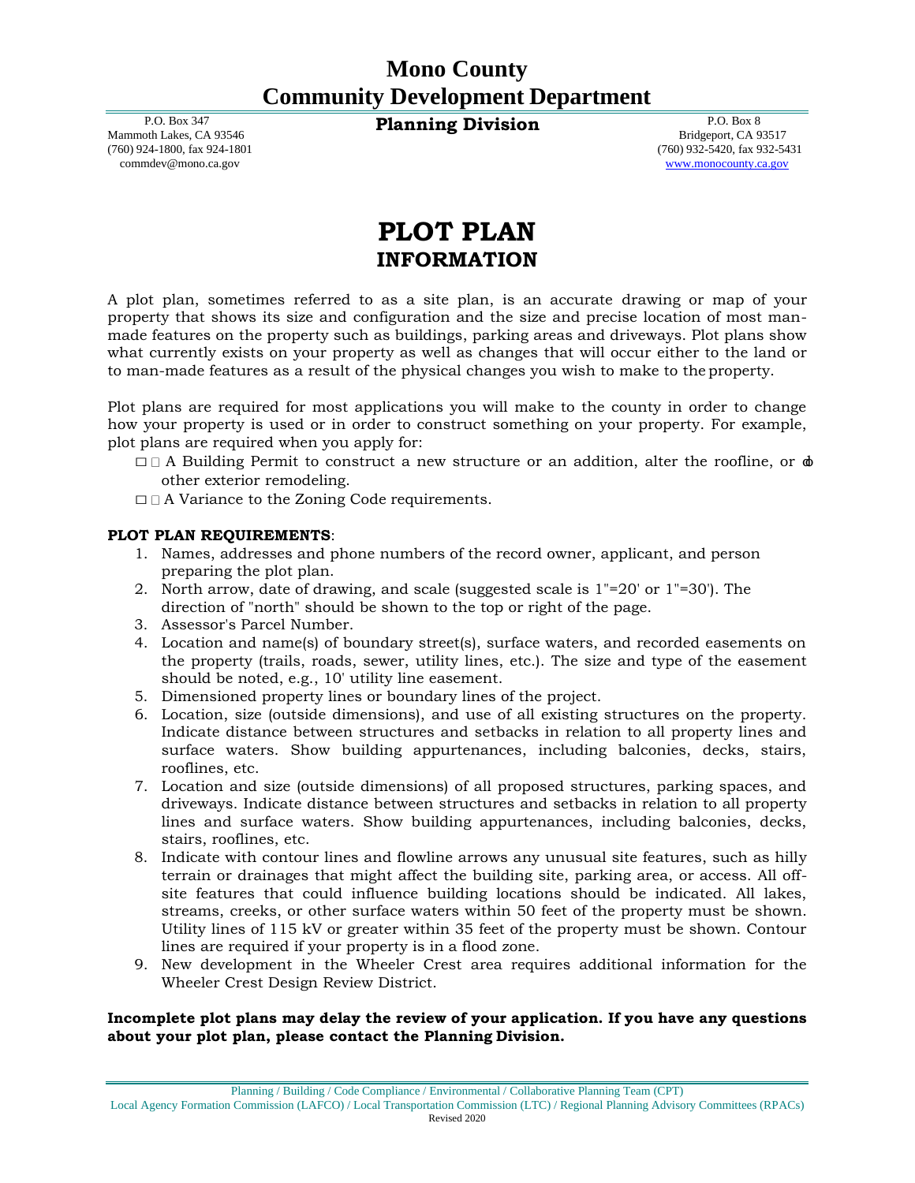# Mono County
# Community Development Department

## Planning Division

P.O. Box 347
Mammoth Lakes, CA 93546
(760) 924-1800, fax 924-1801
commdev@mono.ca.gov

P.O. Box 8
Bridgeport, CA 93517
(760) 932-5420, fax 932-5431
www.monocounty.ca.gov

# PLOT PLAN
## INFORMATION

A plot plan, sometimes referred to as a site plan, is an accurate drawing or map of your property that shows its size and configuration and the size and precise location of most man-made features on the property such as buildings, parking areas and driveways. Plot plans show what currently exists on your property as well as changes that will occur either to the land or to man-made features as a result of the physical changes you wish to make to the property.

Plot plans are required for most applications you will make to the county in order to change how your property is used or in order to construct something on your property. For example, plot plans are required when you apply for:

- ☐ A Building Permit to construct a new structure or an addition, alter the roofline, or do other exterior remodeling.
- ☐ A Variance to the Zoning Code requirements.

**PLOT PLAN REQUIREMENTS**:

1. Names, addresses and phone numbers of the record owner, applicant, and person preparing the plot plan.
2. North arrow, date of drawing, and scale (suggested scale is 1"=20' or 1"=30'). The direction of "north" should be shown to the top or right of the page.
3. Assessor's Parcel Number.
4. Location and name(s) of boundary street(s), surface waters, and recorded easements on the property (trails, roads, sewer, utility lines, etc.). The size and type of the easement should be noted, e.g., 10' utility line easement.
5. Dimensioned property lines or boundary lines of the project.
6. Location, size (outside dimensions), and use of all existing structures on the property. Indicate distance between structures and setbacks in relation to all property lines and surface waters. Show building appurtenances, including balconies, decks, stairs, rooflines, etc.
7. Location and size (outside dimensions) of all proposed structures, parking spaces, and driveways. Indicate distance between structures and setbacks in relation to all property lines and surface waters. Show building appurtenances, including balconies, decks, stairs, rooflines, etc.
8. Indicate with contour lines and flowline arrows any unusual site features, such as hilly terrain or drainages that might affect the building site, parking area, or access. All off-site features that could influence building locations should be indicated. All lakes, streams, creeks, or other surface waters within 50 feet of the property must be shown. Utility lines of 115 kV or greater within 35 feet of the property must be shown. Contour lines are required if your property is in a flood zone.
9. New development in the Wheeler Crest area requires additional information for the Wheeler Crest Design Review District.

**Incomplete plot plans may delay the review of your application. If you have any questions about your plot plan, please contact the Planning Division.**

Planning / Building / Code Compliance / Environmental / Collaborative Planning Team (CPT)
Local Agency Formation Commission (LAFCO) / Local Transportation Commission (LTC) / Regional Planning Advisory Committees (RPACs)
Revised 2020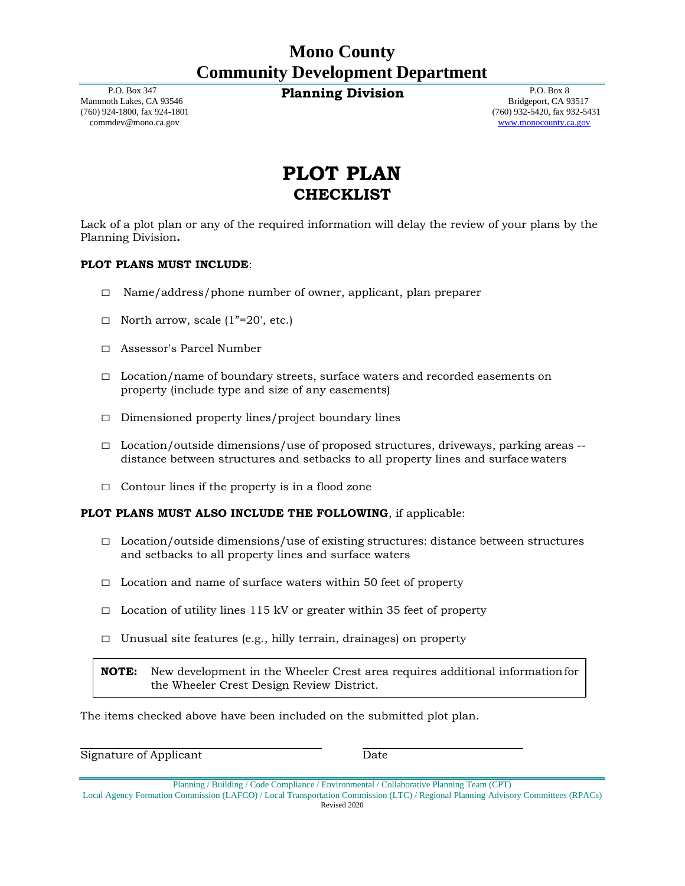# Mono County
# Community Development Department

**Planning Division**

P.O. Box 347
Mammoth Lakes, CA 93546
(760) 924-1800, fax 924-1801
commdev@mono.ca.gov

P.O. Box 8
Bridgeport, CA 93517
(760) 932-5420, fax 932-5431
www.monocounty.ca.gov

## PLOT PLAN
### CHECKLIST

Lack of a plot plan or any of the required information will delay the review of your plans by the Planning Division**.**

**PLOT PLANS MUST INCLUDE**:

- □ Name/address/phone number of owner, applicant, plan preparer
- □ North arrow, scale (1"=20', etc.)
- □ Assessor's Parcel Number
- □ Location/name of boundary streets, surface waters and recorded easements on property (include type and size of any easements)
- □ Dimensioned property lines/project boundary lines
- □ Location/outside dimensions/use of proposed structures, driveways, parking areas -- distance between structures and setbacks to all property lines and surface waters
- □ Contour lines if the property is in a flood zone

**PLOT PLANS MUST ALSO INCLUDE THE FOLLOWING**, if applicable:

- □ Location/outside dimensions/use of existing structures: distance between structures and setbacks to all property lines and surface waters
- □ Location and name of surface waters within 50 feet of property
- □ Location of utility lines 115 kV or greater within 35 feet of property
- □ Unusual site features (e.g., hilly terrain, drainages) on property

> **NOTE:** New development in the Wheeler Crest area requires additional information for the Wheeler Crest Design Review District.

The items checked above have been included on the submitted plot plan.

\_\_\_\_\_\_\_\_\_\_\_\_\_\_\_\_\_\_\_\_\_\_\_\_\_\_\_\_\_\_\_\_ \_\_\_\_\_\_\_\_\_\_\_\_\_\_\_\_\_\_\_\_

Signature of Applicant Date

Planning / Building / Code Compliance / Environmental / Collaborative Planning Team (CPT)
Local Agency Formation Commission (LAFCO) / Local Transportation Commission (LTC) / Regional Planning Advisory Committees (RPACs)
Revised 2020